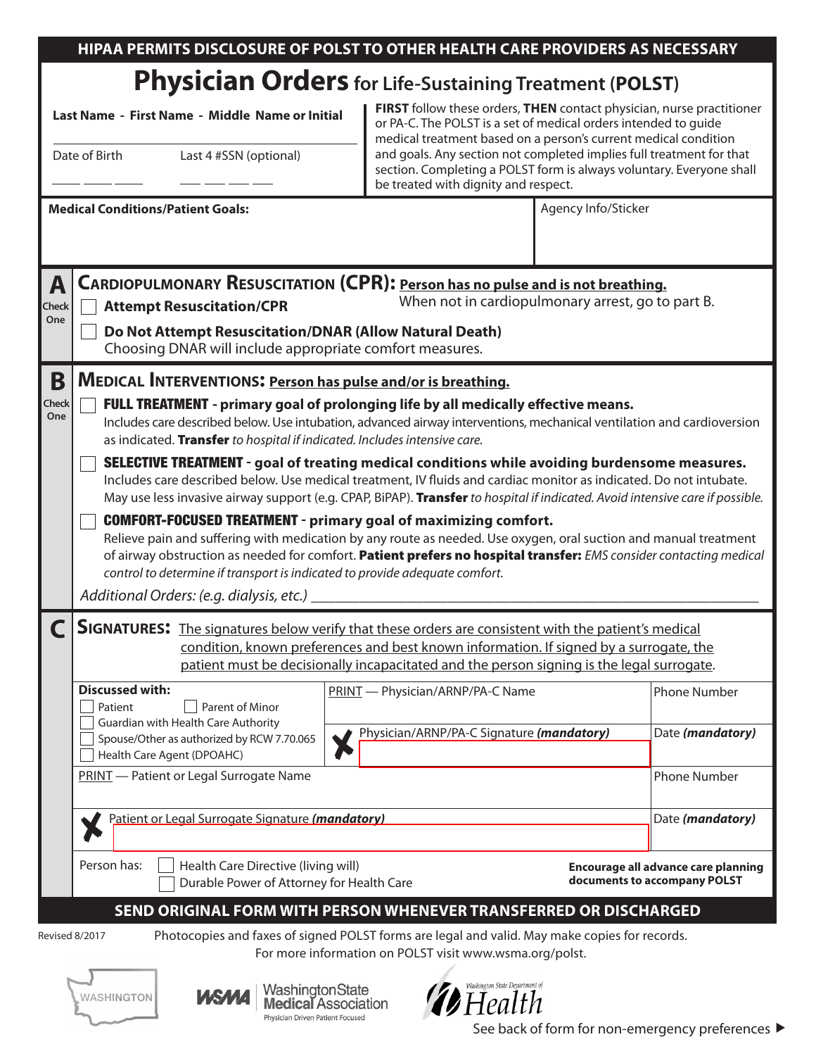**HIPAA PERMITS DISCLOSURE OF POLST TO OTHER HEALTH CARE PROVIDERS AS NECESSARY**

# Physician Orders for Life-Sustaining Treatment (POLST)

**Last Name - First Name - Middle Name or Initial**

Date of Birth ____ ____ ____ Last 4 #SSN (optional) ___ ___ ___ ___

**FIRST** follow these orders, **THEN** contact physician, nurse practitioner or PA-C. The POLST is a set of medical orders intended to guide medical treatment based on a person's current medical condition and goals. Any section not completed implies full treatment for that section. Completing a POLST form is always voluntary. Everyone shall be treated with dignity and respect.

**Medical Conditions/Patient Goals:**

Agency Info/Sticker

## A — CARDIOPULMONARY RESUSCITATION (CPR): Person has no pulse and is not breathing.

Check One

When not in cardiopulmonary arrest, go to part B.

- ☐ **Attempt Resuscitation/CPR**
- ☐ **Do Not Attempt Resuscitation/DNAR (Allow Natural Death)**
  Choosing DNAR will include appropriate comfort measures.

## B — MEDICAL INTERVENTIONS: Person has pulse and/or is breathing.

Check One

- ☐ **FULL TREATMENT - primary goal of prolonging life by all medically effective means.**
  Includes care described below. Use intubation, advanced airway interventions, mechanical ventilation and cardioversion as indicated. **Transfer** *to hospital if indicated. Includes intensive care.*
- ☐ **SELECTIVE TREATMENT - goal of treating medical conditions while avoiding burdensome measures.**
  Includes care described below. Use medical treatment, IV fluids and cardiac monitor as indicated. Do not intubate. May use less invasive airway support (e.g. CPAP, BiPAP). **Transfer** *to hospital if indicated. Avoid intensive care if possible.*
- ☐ **COMFORT-FOCUSED TREATMENT - primary goal of maximizing comfort.**
  Relieve pain and suffering with medication by any route as needed. Use oxygen, oral suction and manual treatment of airway obstruction as needed for comfort. **Patient prefers no hospital transfer:** *EMS consider contacting medical control to determine if transport is indicated to provide adequate comfort.*

*Additional Orders: (e.g. dialysis, etc.)* ________________________________________

## C — SIGNATURES: The signatures below verify that these orders are consistent with the patient's medical condition, known preferences and best known information. If signed by a surrogate, the patient must be decisionally incapacitated and the person signing is the legal surrogate.

**Discussed with:**
- ☐ Patient
- ☐ Parent of Minor
- ☐ Guardian with Health Care Authority
- ☐ Spouse/Other as authorized by RCW 7.70.065
- ☐ Health Care Agent (DPOAHC)

| PRINT — Physician/ARNP/PA-C Name | Phone Number |
|---|---|
| ✗ Physician/ARNP/PA-C Signature ***(mandatory)*** | Date ***(mandatory)*** |
| PRINT — Patient or Legal Surrogate Name | Phone Number |
| ✗ Patient or Legal Surrogate Signature ***(mandatory)*** | Date ***(mandatory)*** |

Person has:
- ☐ Health Care Directive (living will)
- ☐ Durable Power of Attorney for Health Care

**Encourage all advance care planning documents to accompany POLST**

**SEND ORIGINAL FORM WITH PERSON WHENEVER TRANSFERRED OR DISCHARGED**

Revised 8/2017

Photocopies and faxes of signed POLST forms are legal and valid. May make copies for records. For more information on POLST visit www.wsma.org/polst.

WASHINGTON — WSMA Washington State Medical Association, Physician Driven Patient Focused — Washington State Department of Health

See back of form for non-emergency preferences ▶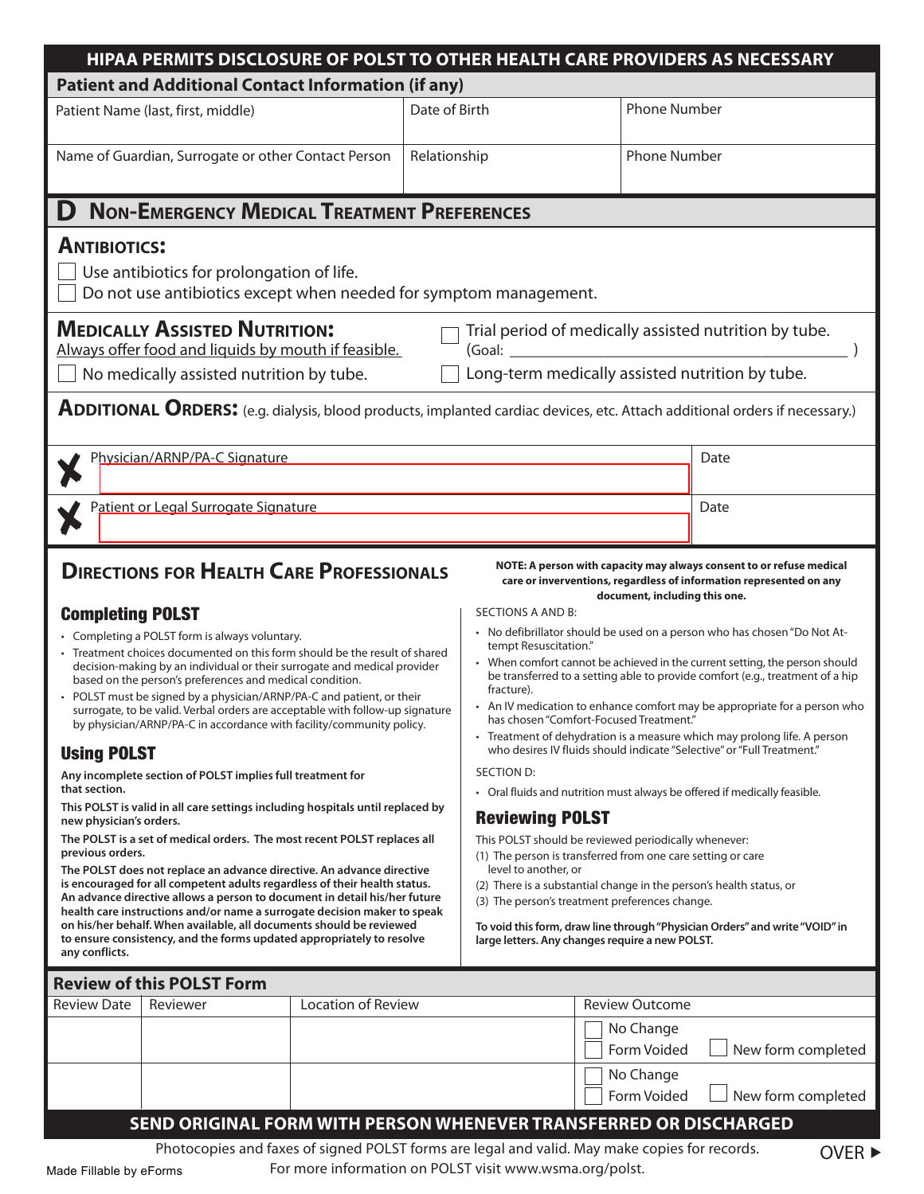**HIPAA PERMITS DISCLOSURE OF POLST TO OTHER HEALTH CARE PROVIDERS AS NECESSARY**

## Patient and Additional Contact Information (if any)

| Patient Name (last, first, middle) | Date of Birth | Phone Number |
|---|---|---|
| | | |

| Name of Guardian, Surrogate or other Contact Person | Relationship | Phone Number |
|---|---|---|
| | | |

## D NON-EMERGENCY MEDICAL TREATMENT PREFERENCES

### ANTIBIOTICS:

- ☐ Use antibiotics for prolongation of life.
- ☐ Do not use antibiotics except when needed for symptom management.

### MEDICALLY ASSISTED NUTRITION:

Always offer food and liquids by mouth if feasible.

- ☐ No medically assisted nutrition by tube.
- ☐ Trial period of medically assisted nutrition by tube. (Goal: ______________________________ )
- ☐ Long-term medically assisted nutrition by tube.

### ADDITIONAL ORDERS:

(e.g. dialysis, blood products, implanted cardiac devices, etc. Attach additional orders if necessary.)

| Signature | Date |
|---|---|
| ✗ Physician/ARNP/PA-C Signature | |
| ✗ Patient or Legal Surrogate Signature | |

## DIRECTIONS FOR HEALTH CARE PROFESSIONALS

### Completing POLST

- Completing a POLST form is always voluntary.
- Treatment choices documented on this form should be the result of shared decision-making by an individual or their surrogate and medical provider based on the person's preferences and medical condition.
- POLST must be signed by a physician/ARNP/PA-C and patient, or their surrogate, to be valid. Verbal orders are acceptable with follow-up signature by physician/ARNP/PA-C in accordance with facility/community policy.

### Using POLST

**Any incomplete section of POLST implies full treatment for that section.**

**This POLST is valid in all care settings including hospitals until replaced by new physician's orders.**

**The POLST is a set of medical orders. The most recent POLST replaces all previous orders.**

**The POLST does not replace an advance directive. An advance directive is encouraged for all competent adults regardless of their health status. An advance directive allows a person to document in detail his/her future health care instructions and/or name a surrogate decision maker to speak on his/her behalf. When available, all documents should be reviewed to ensure consistency, and the forms updated appropriately to resolve any conflicts.**

**NOTE: A person with capacity may always consent to or refuse medical care or inverventions, regardless of information represented on any document, including this one.**

SECTIONS A AND B:

- No defibrillator should be used on a person who has chosen "Do Not Attempt Resuscitation."
- When comfort cannot be achieved in the current setting, the person should be transferred to a setting able to provide comfort (e.g., treatment of a hip fracture).
- An IV medication to enhance comfort may be appropriate for a person who has chosen "Comfort-Focused Treatment."
- Treatment of dehydration is a measure which may prolong life. A person who desires IV fluids should indicate "Selective" or "Full Treatment."

SECTION D:

- Oral fluids and nutrition must always be offered if medically feasible.

### Reviewing POLST

This POLST should be reviewed periodically whenever:

(1) The person is transferred from one care setting or care level to another, or
(2) There is a substantial change in the person's health status, or
(3) The person's treatment preferences change.

**To void this form, draw line through "Physician Orders" and write "VOID" in large letters. Any changes require a new POLST.**

## Review of this POLST Form

| Review Date | Reviewer | Location of Review | Review Outcome |
|---|---|---|---|
| | | | ☐ No Change<br>☐ Form Voided ☐ New form completed |
| | | | ☐ No Change<br>☐ Form Voided ☐ New form completed |

**SEND ORIGINAL FORM WITH PERSON WHENEVER TRANSFERRED OR DISCHARGED**

Photocopies and faxes of signed POLST forms are legal and valid. May make copies for records.
For more information on POLST visit www.wsma.org/polst.

OVER ▶

Made Fillable by eForms